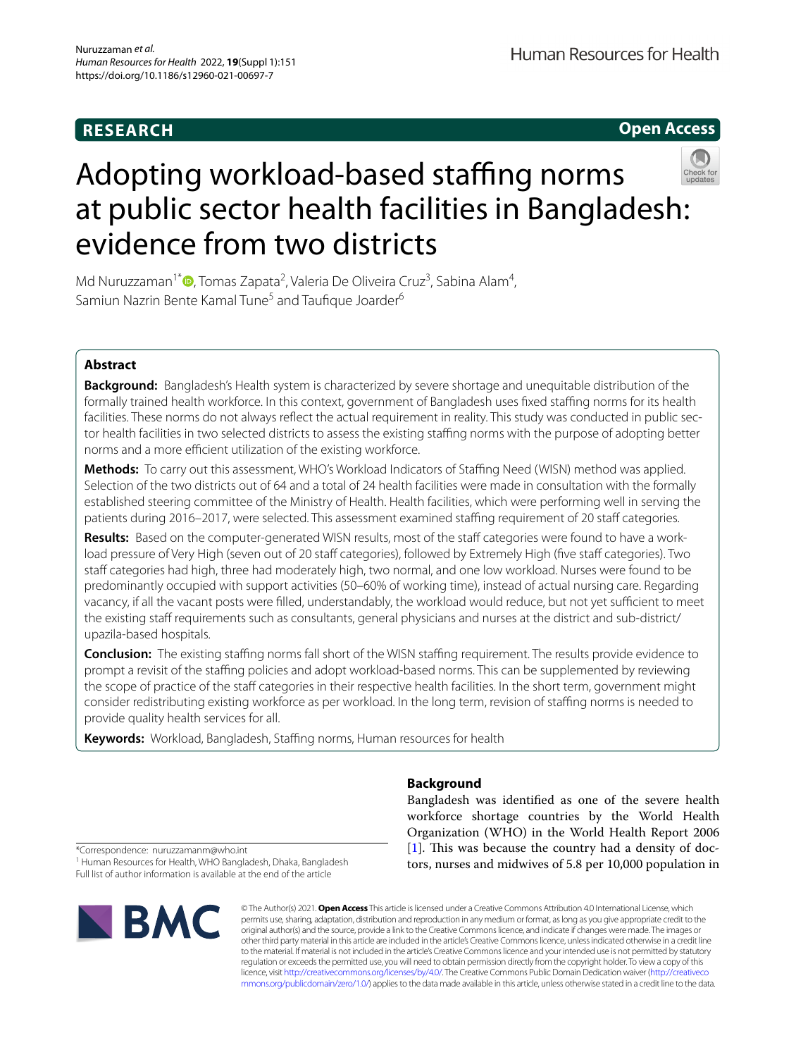RESEARCH

Open Access

# Adopting workload-based staffing norms at public sector health facilities in Bangladesh: evidence from two districts

Md Nuruzzaman[1*], Tomas Zapata[2], Valeria De Oliveira Cruz[3], Sabina Alam[4], Samiun Nazrin Bente Kamal Tune[5] and Taufique Joarder[6]

## Abstract

**Background:** Bangladesh's Health system is characterized by severe shortage and unequitable distribution of the formally trained health workforce. In this context, government of Bangladesh uses fixed staffing norms for its health facilities. These norms do not always reflect the actual requirement in reality. This study was conducted in public sector health facilities in two selected districts to assess the existing staffing norms with the purpose of adopting better norms and a more efficient utilization of the existing workforce.

**Methods:** To carry out this assessment, WHO's Workload Indicators of Staffing Need (WISN) method was applied. Selection of the two districts out of 64 and a total of 24 health facilities were made in consultation with the formally established steering committee of the Ministry of Health. Health facilities, which were performing well in serving the patients during 2016–2017, were selected. This assessment examined staffing requirement of 20 staff categories.

**Results:** Based on the computer-generated WISN results, most of the staff categories were found to have a workload pressure of Very High (seven out of 20 staff categories), followed by Extremely High (five staff categories). Two staff categories had high, three had moderately high, two normal, and one low workload. Nurses were found to be predominantly occupied with support activities (50–60% of working time), instead of actual nursing care. Regarding vacancy, if all the vacant posts were filled, understandably, the workload would reduce, but not yet sufficient to meet the existing staff requirements such as consultants, general physicians and nurses at the district and sub-district/upazila-based hospitals.

**Conclusion:** The existing staffing norms fall short of the WISN staffing requirement. The results provide evidence to prompt a revisit of the staffing policies and adopt workload-based norms. This can be supplemented by reviewing the scope of practice of the staff categories in their respective health facilities. In the short term, government might consider redistributing existing workforce as per workload. In the long term, revision of staffing norms is needed to provide quality health services for all.

**Keywords:** Workload, Bangladesh, Staffing norms, Human resources for health

## Background

Bangladesh was identified as one of the severe health workforce shortage countries by the World Health Organization (WHO) in the World Health Report 2006 [1]. This was because the country had a density of doctors, nurses and midwives of 5.8 per 10,000 population in

*Correspondence: nuruzzamanm@who.int
[1] Human Resources for Health, WHO Bangladesh, Dhaka, Bangladesh
Full list of author information is available at the end of the article

© The Author(s) 2021. **Open Access** This article is licensed under a Creative Commons Attribution 4.0 International License, which permits use, sharing, adaptation, distribution and reproduction in any medium or format, as long as you give appropriate credit to the original author(s) and the source, provide a link to the Creative Commons licence, and indicate if changes were made. The images or other third party material in this article are included in the article's Creative Commons licence, unless indicated otherwise in a credit line to the material. If material is not included in the article's Creative Commons licence and your intended use is not permitted by statutory regulation or exceeds the permitted use, you will need to obtain permission directly from the copyright holder. To view a copy of this licence, visit http://creativecommons.org/licenses/by/4.0/. The Creative Commons Public Domain Dedication waiver (http://creativecommons.org/publicdomain/zero/1.0/) applies to the data made available in this article, unless otherwise stated in a credit line to the data.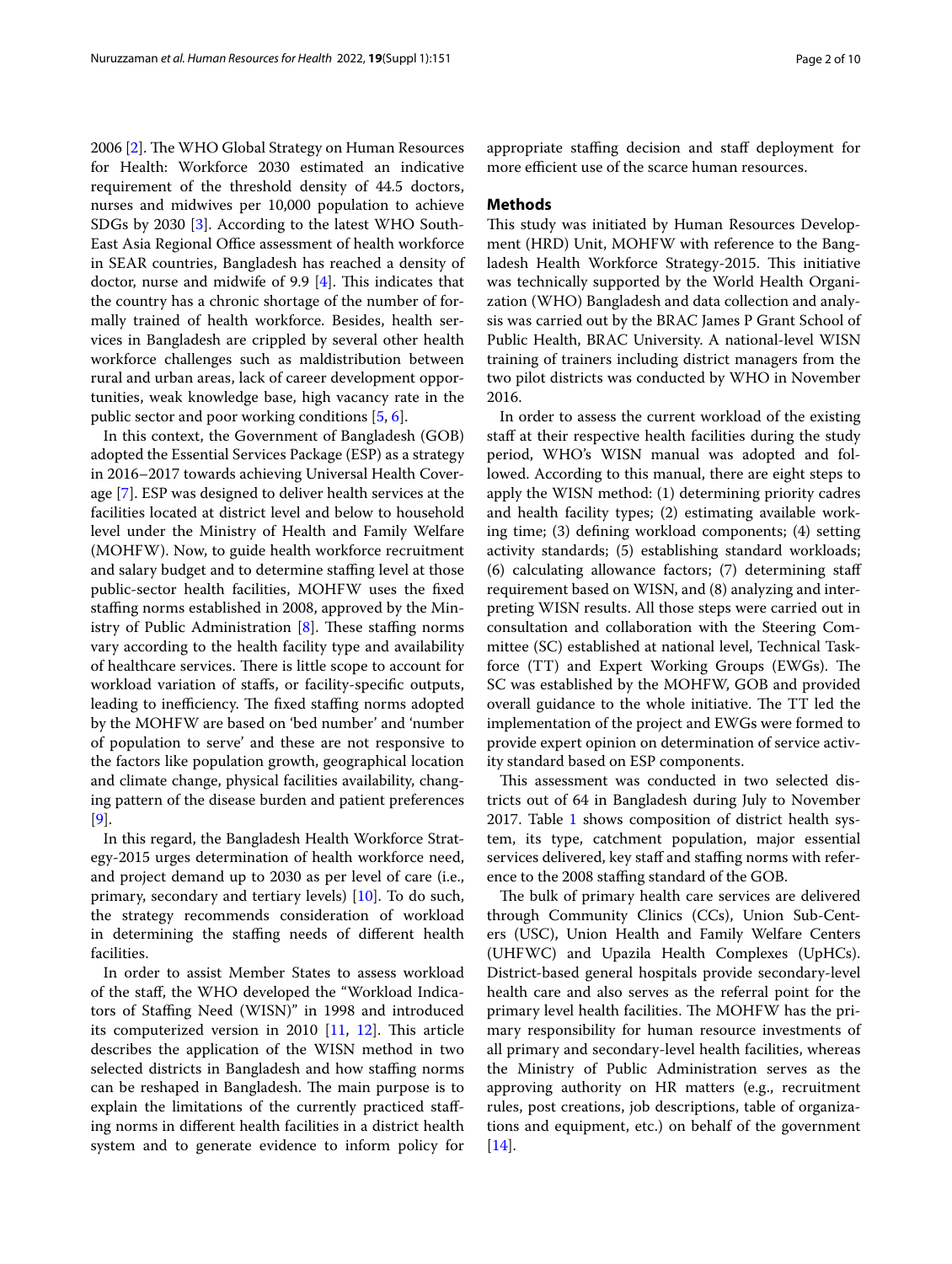2006 [2]. The WHO Global Strategy on Human Resources for Health: Workforce 2030 estimated an indicative requirement of the threshold density of 44.5 doctors, nurses and midwives per 10,000 population to achieve SDGs by 2030 [3]. According to the latest WHO South-East Asia Regional Office assessment of health workforce in SEAR countries, Bangladesh has reached a density of doctor, nurse and midwife of 9.9 [4]. This indicates that the country has a chronic shortage of the number of formally trained of health workforce. Besides, health services in Bangladesh are crippled by several other health workforce challenges such as maldistribution between rural and urban areas, lack of career development opportunities, weak knowledge base, high vacancy rate in the public sector and poor working conditions [5, 6].

In this context, the Government of Bangladesh (GOB) adopted the Essential Services Package (ESP) as a strategy in 2016–2017 towards achieving Universal Health Coverage [7]. ESP was designed to deliver health services at the facilities located at district level and below to household level under the Ministry of Health and Family Welfare (MOHFW). Now, to guide health workforce recruitment and salary budget and to determine staffing level at those public-sector health facilities, MOHFW uses the fixed staffing norms established in 2008, approved by the Ministry of Public Administration [8]. These staffing norms vary according to the health facility type and availability of healthcare services. There is little scope to account for workload variation of staffs, or facility-specific outputs, leading to inefficiency. The fixed staffing norms adopted by the MOHFW are based on 'bed number' and 'number of population to serve' and these are not responsive to the factors like population growth, geographical location and climate change, physical facilities availability, changing pattern of the disease burden and patient preferences [9].

In this regard, the Bangladesh Health Workforce Strategy-2015 urges determination of health workforce need, and project demand up to 2030 as per level of care (i.e., primary, secondary and tertiary levels) [10]. To do such, the strategy recommends consideration of workload in determining the staffing needs of different health facilities.

In order to assist Member States to assess workload of the staff, the WHO developed the "Workload Indicators of Staffing Need (WISN)" in 1998 and introduced its computerized version in 2010 [11, 12]. This article describes the application of the WISN method in two selected districts in Bangladesh and how staffing norms can be reshaped in Bangladesh. The main purpose is to explain the limitations of the currently practiced staffing norms in different health facilities in a district health system and to generate evidence to inform policy for appropriate staffing decision and staff deployment for more efficient use of the scarce human resources.

## Methods

This study was initiated by Human Resources Development (HRD) Unit, MOHFW with reference to the Bangladesh Health Workforce Strategy-2015. This initiative was technically supported by the World Health Organization (WHO) Bangladesh and data collection and analysis was carried out by the BRAC James P Grant School of Public Health, BRAC University. A national-level WISN training of trainers including district managers from the two pilot districts was conducted by WHO in November 2016.

In order to assess the current workload of the existing staff at their respective health facilities during the study period, WHO's WISN manual was adopted and followed. According to this manual, there are eight steps to apply the WISN method: (1) determining priority cadres and health facility types; (2) estimating available working time; (3) defining workload components; (4) setting activity standards; (5) establishing standard workloads; (6) calculating allowance factors; (7) determining staff requirement based on WISN, and (8) analyzing and interpreting WISN results. All those steps were carried out in consultation and collaboration with the Steering Committee (SC) established at national level, Technical Taskforce (TT) and Expert Working Groups (EWGs). The SC was established by the MOHFW, GOB and provided overall guidance to the whole initiative. The TT led the implementation of the project and EWGs were formed to provide expert opinion on determination of service activity standard based on ESP components.

This assessment was conducted in two selected districts out of 64 in Bangladesh during July to November 2017. Table 1 shows composition of district health system, its type, catchment population, major essential services delivered, key staff and staffing norms with reference to the 2008 staffing standard of the GOB.

The bulk of primary health care services are delivered through Community Clinics (CCs), Union Sub-Centers (USC), Union Health and Family Welfare Centers (UHFWC) and Upazila Health Complexes (UpHCs). District-based general hospitals provide secondary-level health care and also serves as the referral point for the primary level health facilities. The MOHFW has the primary responsibility for human resource investments of all primary and secondary-level health facilities, whereas the Ministry of Public Administration serves as the approving authority on HR matters (e.g., recruitment rules, post creations, job descriptions, table of organizations and equipment, etc.) on behalf of the government [14].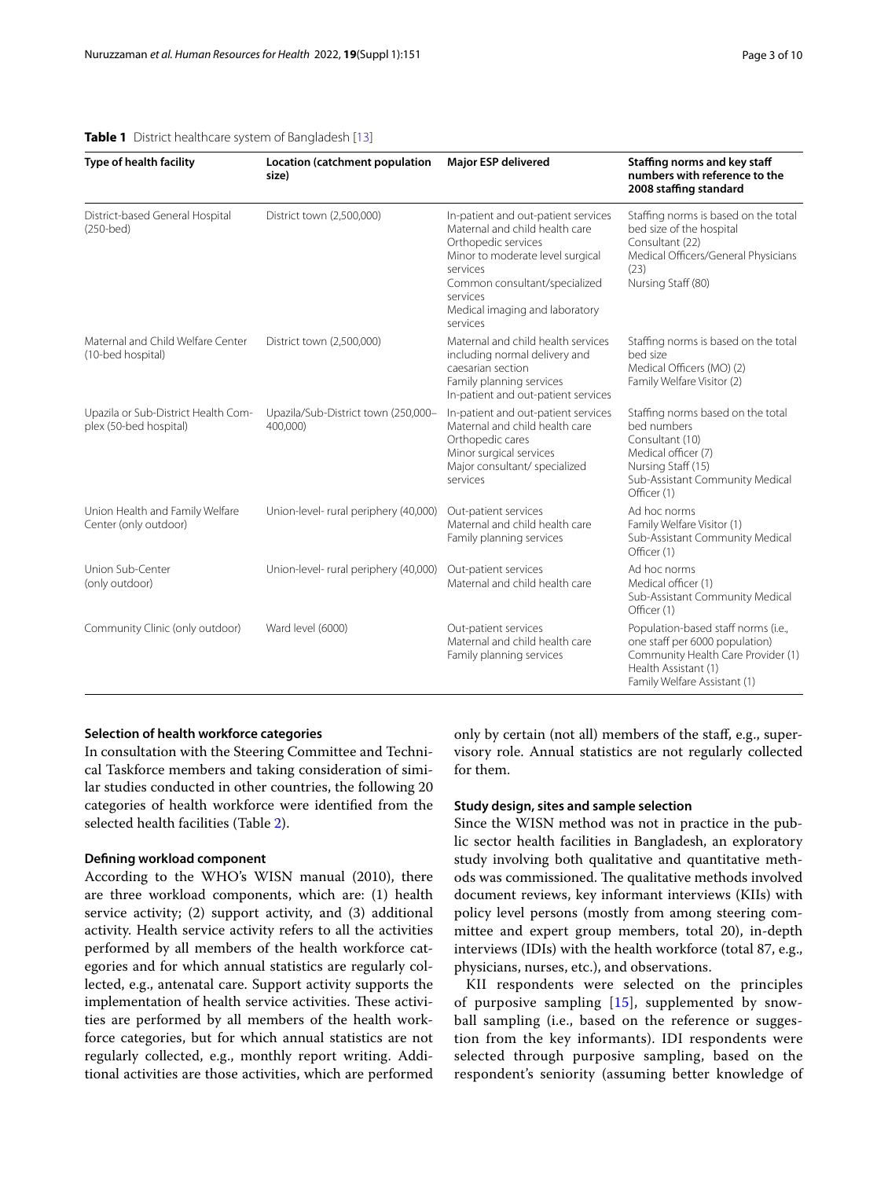**Table 1** District healthcare system of Bangladesh [13]

| Type of health facility | Location (catchment population size) | Major ESP delivered | Staffing norms and key staff numbers with reference to the 2008 staffing standard |
|---|---|---|---|
| District-based General Hospital (250-bed) | District town (2,500,000) | In-patient and out-patient services<br>Maternal and child health care<br>Orthopedic services<br>Minor to moderate level surgical services<br>Common consultant/specialized services<br>Medical imaging and laboratory services | Staffing norms is based on the total bed size of the hospital<br>Consultant (22)<br>Medical Officers/General Physicians (23)<br>Nursing Staff (80) |
| Maternal and Child Welfare Center (10-bed hospital) | District town (2,500,000) | Maternal and child health services including normal delivery and caesarian section<br>Family planning services<br>In-patient and out-patient services | Staffing norms is based on the total bed size<br>Medical Officers (MO) (2)<br>Family Welfare Visitor (2) |
| Upazila or Sub-District Health Complex (50-bed hospital) | Upazila/Sub-District town (250,000–400,000) | In-patient and out-patient services<br>Maternal and child health care<br>Orthopedic cares<br>Minor surgical services<br>Major consultant/ specialized services | Staffing norms based on the total bed numbers<br>Consultant (10)<br>Medical officer (7)<br>Nursing Staff (15)<br>Sub-Assistant Community Medical Officer (1) |
| Union Health and Family Welfare Center (only outdoor) | Union-level- rural periphery (40,000) | Out-patient services<br>Maternal and child health care<br>Family planning services | Ad hoc norms<br>Family Welfare Visitor (1)<br>Sub-Assistant Community Medical Officer (1) |
| Union Sub-Center (only outdoor) | Union-level- rural periphery (40,000) | Out-patient services<br>Maternal and child health care | Ad hoc norms<br>Medical officer (1)<br>Sub-Assistant Community Medical Officer (1) |
| Community Clinic (only outdoor) | Ward level (6000) | Out-patient services<br>Maternal and child health care<br>Family planning services | Population-based staff norms (i.e., one staff per 6000 population)<br>Community Health Care Provider (1)<br>Health Assistant (1)<br>Family Welfare Assistant (1) |

### Selection of health workforce categories

In consultation with the Steering Committee and Technical Taskforce members and taking consideration of similar studies conducted in other countries, the following 20 categories of health workforce were identified from the selected health facilities (Table 2).

### Defining workload component

According to the WHO's WISN manual (2010), there are three workload components, which are: (1) health service activity; (2) support activity, and (3) additional activity. Health service activity refers to all the activities performed by all members of the health workforce categories and for which annual statistics are regularly collected, e.g., antenatal care. Support activity supports the implementation of health service activities. These activities are performed by all members of the health workforce categories, but for which annual statistics are not regularly collected, e.g., monthly report writing. Additional activities are those activities, which are performed only by certain (not all) members of the staff, e.g., supervisory role. Annual statistics are not regularly collected for them.

### Study design, sites and sample selection

Since the WISN method was not in practice in the public sector health facilities in Bangladesh, an exploratory study involving both qualitative and quantitative methods was commissioned. The qualitative methods involved document reviews, key informant interviews (KIIs) with policy level persons (mostly from among steering committee and expert group members, total 20), in-depth interviews (IDIs) with the health workforce (total 87, e.g., physicians, nurses, etc.), and observations.

KII respondents were selected on the principles of purposive sampling [15], supplemented by snowball sampling (i.e., based on the reference or suggestion from the key informants). IDI respondents were selected through purposive sampling, based on the respondent's seniority (assuming better knowledge of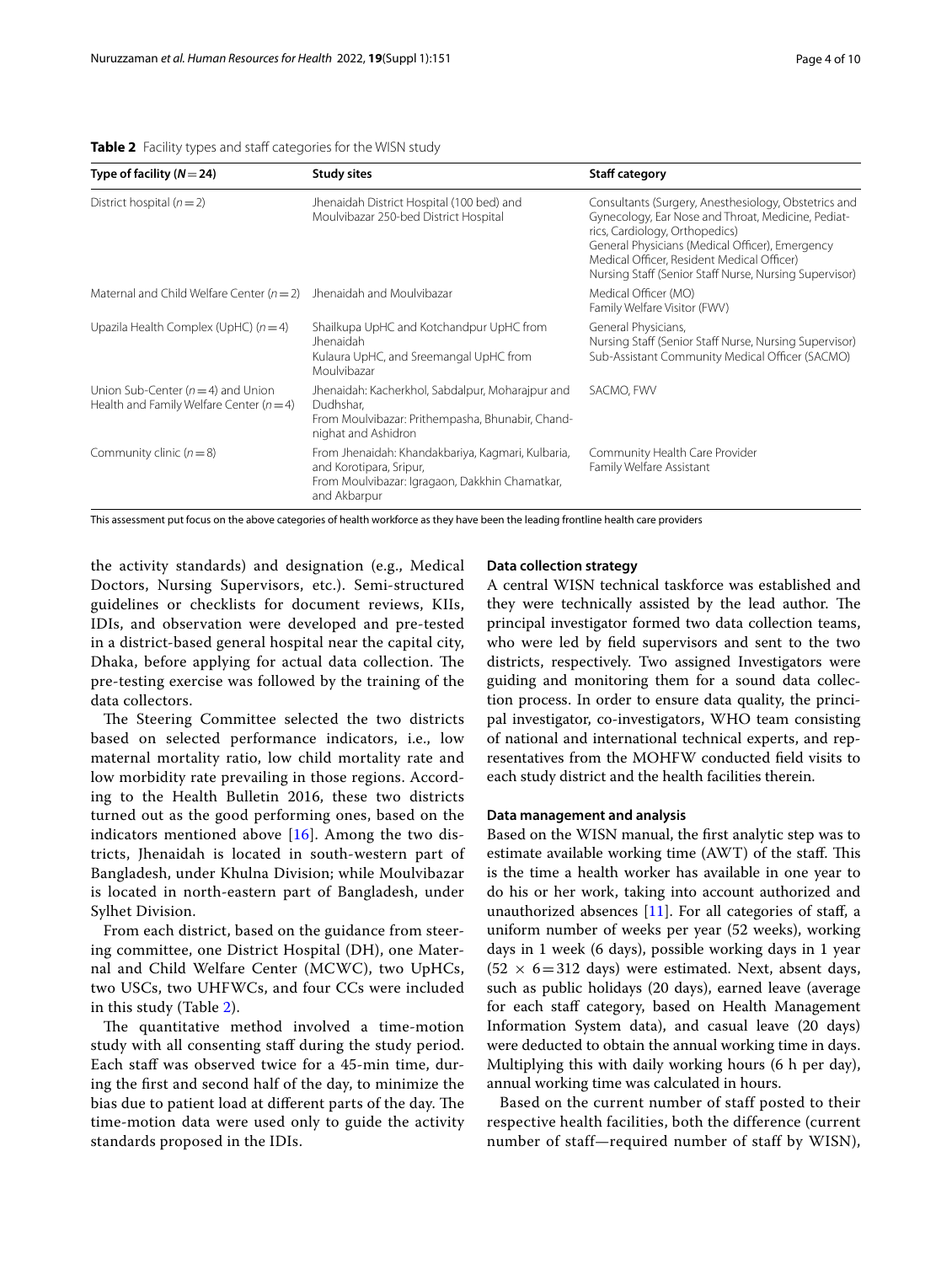**Table 2** Facility types and staff categories for the WISN study

| Type of facility ($N = 24$) | Study sites | Staff category |
|---|---|---|
| District hospital ($n = 2$) | Jhenaidah District Hospital (100 bed) and Moulvibazar 250-bed District Hospital | Consultants (Surgery, Anesthesiology, Obstetrics and Gynecology, Ear Nose and Throat, Medicine, Pediatrics, Cardiology, Orthopedics)<br>General Physicians (Medical Officer), Emergency Medical Officer, Resident Medical Officer)<br>Nursing Staff (Senior Staff Nurse, Nursing Supervisor) |
| Maternal and Child Welfare Center ($n = 2$) | Jhenaidah and Moulvibazar | Medical Officer (MO)<br>Family Welfare Visitor (FWV) |
| Upazila Health Complex (UpHC) ($n = 4$) | Shailkupa UpHC and Kotchandpur UpHC from Jhenaidah<br>Kulaura UpHC, and Sreemangal UpHC from Moulvibazar | General Physicians,<br>Nursing Staff (Senior Staff Nurse, Nursing Supervisor)<br>Sub-Assistant Community Medical Officer (SACMO) |
| Union Sub-Center ($n = 4$) and Union Health and Family Welfare Center ($n = 4$) | Jhenaidah: Kacherkhol, Sabdalpur, Moharajpur and Dudhshar,<br>From Moulvibazar: Prithempasha, Bhunabir, Chandnighat and Ashidron | SACMO, FWV |
| Community clinic ($n = 8$) | From Jhenaidah: Khandakbariya, Kagmari, Kulbaria, and Korotipara, Sripur,<br>From Moulvibazar: Igragaon, Dakkhin Chamatkar, and Akbarpur | Community Health Care Provider<br>Family Welfare Assistant |

This assessment put focus on the above categories of health workforce as they have been the leading frontline health care providers

the activity standards) and designation (e.g., Medical Doctors, Nursing Supervisors, etc.). Semi-structured guidelines or checklists for document reviews, KIIs, IDIs, and observation were developed and pre-tested in a district-based general hospital near the capital city, Dhaka, before applying for actual data collection. The pre-testing exercise was followed by the training of the data collectors.

The Steering Committee selected the two districts based on selected performance indicators, i.e., low maternal mortality ratio, low child mortality rate and low morbidity rate prevailing in those regions. According to the Health Bulletin 2016, these two districts turned out as the good performing ones, based on the indicators mentioned above [16]. Among the two districts, Jhenaidah is located in south-western part of Bangladesh, under Khulna Division; while Moulvibazar is located in north-eastern part of Bangladesh, under Sylhet Division.

From each district, based on the guidance from steering committee, one District Hospital (DH), one Maternal and Child Welfare Center (MCWC), two UpHCs, two USCs, two UHFWCs, and four CCs were included in this study (Table 2).

The quantitative method involved a time-motion study with all consenting staff during the study period. Each staff was observed twice for a 45-min time, during the first and second half of the day, to minimize the bias due to patient load at different parts of the day. The time-motion data were used only to guide the activity standards proposed in the IDIs.

### Data collection strategy

A central WISN technical taskforce was established and they were technically assisted by the lead author. The principal investigator formed two data collection teams, who were led by field supervisors and sent to the two districts, respectively. Two assigned Investigators were guiding and monitoring them for a sound data collection process. In order to ensure data quality, the principal investigator, co-investigators, WHO team consisting of national and international technical experts, and representatives from the MOHFW conducted field visits to each study district and the health facilities therein.

### Data management and analysis

Based on the WISN manual, the first analytic step was to estimate available working time (AWT) of the staff. This is the time a health worker has available in one year to do his or her work, taking into account authorized and unauthorized absences [11]. For all categories of staff, a uniform number of weeks per year (52 weeks), working days in 1 week (6 days), possible working days in 1 year ($52 \times 6 = 312$ days) were estimated. Next, absent days, such as public holidays (20 days), earned leave (average for each staff category, based on Health Management Information System data), and casual leave (20 days) were deducted to obtain the annual working time in days. Multiplying this with daily working hours (6 h per day), annual working time was calculated in hours.

Based on the current number of staff posted to their respective health facilities, both the difference (current number of staff—required number of staff by WISN),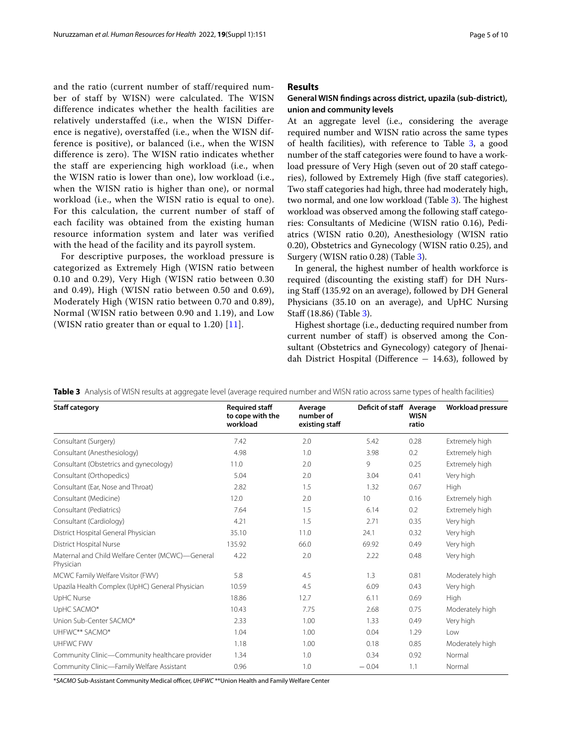and the ratio (current number of staff/required number of staff by WISN) were calculated. The WISN difference indicates whether the health facilities are relatively understaffed (i.e., when the WISN Difference is negative), overstaffed (i.e., when the WISN difference is positive), or balanced (i.e., when the WISN difference is zero). The WISN ratio indicates whether the staff are experiencing high workload (i.e., when the WISN ratio is lower than one), low workload (i.e., when the WISN ratio is higher than one), or normal workload (i.e., when the WISN ratio is equal to one). For this calculation, the current number of staff of each facility was obtained from the existing human resource information system and later was verified with the head of the facility and its payroll system.

For descriptive purposes, the workload pressure is categorized as Extremely High (WISN ratio between 0.10 and 0.29), Very High (WISN ratio between 0.30 and 0.49), High (WISN ratio between 0.50 and 0.69), Moderately High (WISN ratio between 0.70 and 0.89), Normal (WISN ratio between 0.90 and 1.19), and Low (WISN ratio greater than or equal to 1.20) [11].

## Results

### General WISN findings across district, upazila (sub-district), union and community levels

At an aggregate level (i.e., considering the average required number and WISN ratio across the same types of health facilities), with reference to Table 3, a good number of the staff categories were found to have a workload pressure of Very High (seven out of 20 staff categories), followed by Extremely High (five staff categories). Two staff categories had high, three had moderately high, two normal, and one low workload (Table 3). The highest workload was observed among the following staff categories: Consultants of Medicine (WISN ratio 0.16), Pediatrics (WISN ratio 0.20), Anesthesiology (WISN ratio 0.20), Obstetrics and Gynecology (WISN ratio 0.25), and Surgery (WISN ratio 0.28) (Table 3).

In general, the highest number of health workforce is required (discounting the existing staff) for DH Nursing Staff (135.92 on an average), followed by DH General Physicians (35.10 on an average), and UpHC Nursing Staff (18.86) (Table 3).

Highest shortage (i.e., deducting required number from current number of staff) is observed among the Consultant (Obstetrics and Gynecology) category of Jhenaidah District Hospital (Difference − 14.63), followed by

**Table 3** Analysis of WISN results at aggregate level (average required number and WISN ratio across same types of health facilities)

| Staff category | Required staff to cope with the workload | Average number of existing staff | Deficit of staff | Average WISN ratio | Workload pressure |
|---|---|---|---|---|---|
| Consultant (Surgery) | 7.42 | 2.0 | 5.42 | 0.28 | Extremely high |
| Consultant (Anesthesiology) | 4.98 | 1.0 | 3.98 | 0.2 | Extremely high |
| Consultant (Obstetrics and gynecology) | 11.0 | 2.0 | 9 | 0.25 | Extremely high |
| Consultant (Orthopedics) | 5.04 | 2.0 | 3.04 | 0.41 | Very high |
| Consultant (Ear, Nose and Throat) | 2.82 | 1.5 | 1.32 | 0.67 | High |
| Consultant (Medicine) | 12.0 | 2.0 | 10 | 0.16 | Extremely high |
| Consultant (Pediatrics) | 7.64 | 1.5 | 6.14 | 0.2 | Extremely high |
| Consultant (Cardiology) | 4.21 | 1.5 | 2.71 | 0.35 | Very high |
| District Hospital General Physician | 35.10 | 11.0 | 24.1 | 0.32 | Very high |
| District Hospital Nurse | 135.92 | 66.0 | 69.92 | 0.49 | Very high |
| Maternal and Child Welfare Center (MCWC)—General Physician | 4.22 | 2.0 | 2.22 | 0.48 | Very high |
| MCWC Family Welfare Visitor (FWV) | 5.8 | 4.5 | 1.3 | 0.81 | Moderately high |
| Upazila Health Complex (UpHC) General Physician | 10.59 | 4.5 | 6.09 | 0.43 | Very high |
| UpHC Nurse | 18.86 | 12.7 | 6.11 | 0.69 | High |
| UpHC SACMO* | 10.43 | 7.75 | 2.68 | 0.75 | Moderately high |
| Union Sub-Center SACMO* | 2.33 | 1.00 | 1.33 | 0.49 | Very high |
| UHFWC** SACMO* | 1.04 | 1.00 | 0.04 | 1.29 | Low |
| UHFWC FWV | 1.18 | 1.00 | 0.18 | 0.85 | Moderately high |
| Community Clinic—Community healthcare provider | 1.34 | 1.0 | 0.34 | 0.92 | Normal |
| Community Clinic—Family Welfare Assistant | 0.96 | 1.0 | − 0.04 | 1.1 | Normal |

**SACMO* Sub-Assistant Community Medical officer, *UHFWC* **Union Health and Family Welfare Center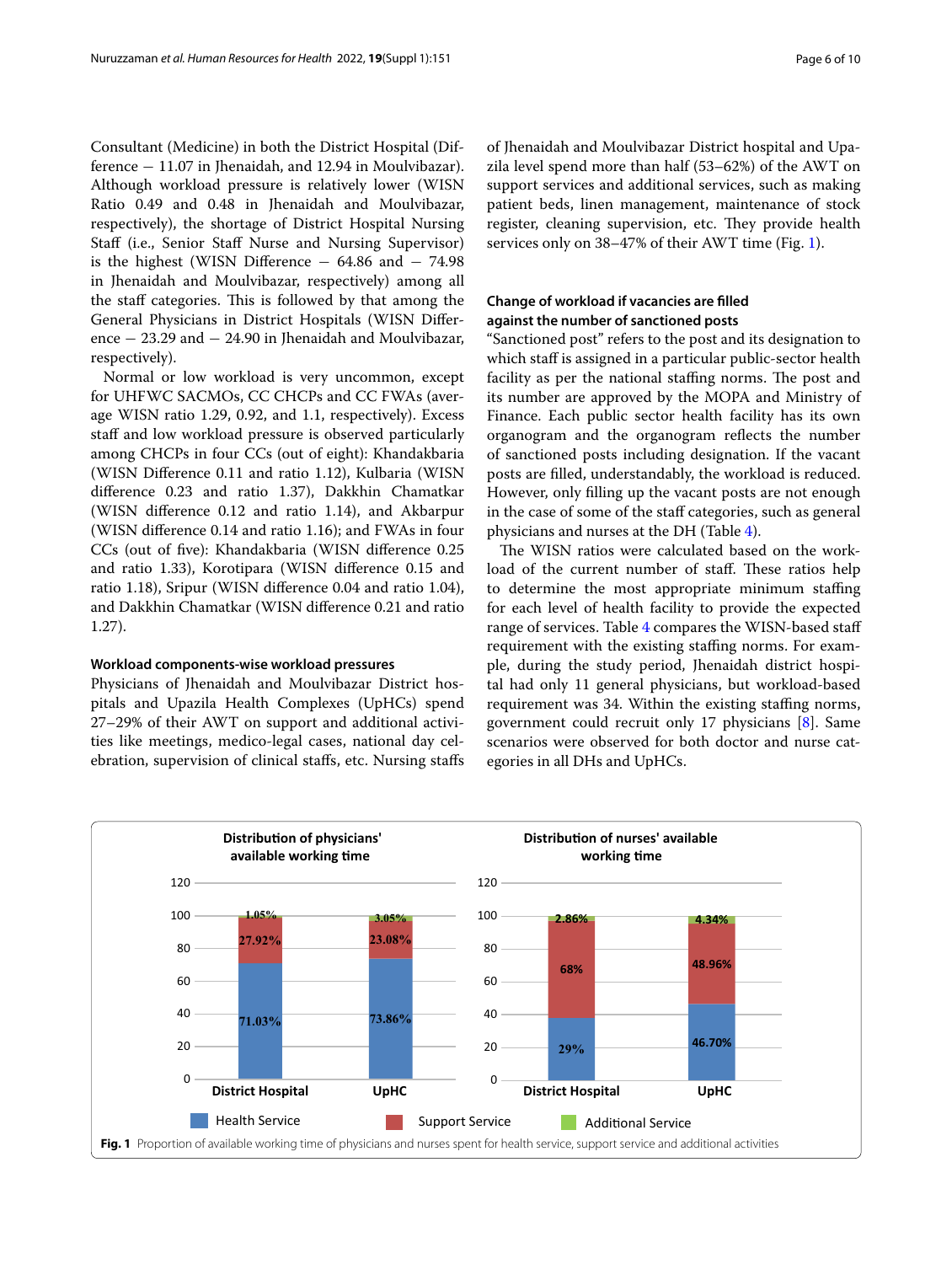Consultant (Medicine) in both the District Hospital (Difference − 11.07 in Jhenaidah, and 12.94 in Moulvibazar). Although workload pressure is relatively lower (WISN Ratio 0.49 and 0.48 in Jhenaidah and Moulvibazar, respectively), the shortage of District Hospital Nursing Staff (i.e., Senior Staff Nurse and Nursing Supervisor) is the highest (WISN Difference − 64.86 and − 74.98 in Jhenaidah and Moulvibazar, respectively) among all the staff categories. This is followed by that among the General Physicians in District Hospitals (WISN Difference − 23.29 and − 24.90 in Jhenaidah and Moulvibazar, respectively).

Normal or low workload is very uncommon, except for UHFWC SACMOs, CC CHCPs and CC FWAs (average WISN ratio 1.29, 0.92, and 1.1, respectively). Excess staff and low workload pressure is observed particularly among CHCPs in four CCs (out of eight): Khandakbaria (WISN Difference 0.11 and ratio 1.12), Kulbaria (WISN difference 0.23 and ratio 1.37), Dakkhin Chamatkar (WISN difference 0.12 and ratio 1.14), and Akbarpur (WISN difference 0.14 and ratio 1.16); and FWAs in four CCs (out of five): Khandakbaria (WISN difference 0.25 and ratio 1.33), Korotipara (WISN difference 0.15 and ratio 1.18), Sripur (WISN difference 0.04 and ratio 1.04), and Dakkhin Chamatkar (WISN difference 0.21 and ratio 1.27).

### Workload components-wise workload pressures

Physicians of Jhenaidah and Moulvibazar District hospitals and Upazila Health Complexes (UpHCs) spend 27–29% of their AWT on support and additional activities like meetings, medico-legal cases, national day celebration, supervision of clinical staffs, etc. Nursing staffs of Jhenaidah and Moulvibazar District hospital and Upazila level spend more than half (53–62%) of the AWT on support services and additional services, such as making patient beds, linen management, maintenance of stock register, cleaning supervision, etc. They provide health services only on 38–47% of their AWT time (Fig. 1).

### Change of workload if vacancies are filled against the number of sanctioned posts

"Sanctioned post" refers to the post and its designation to which staff is assigned in a particular public-sector health facility as per the national staffing norms. The post and its number are approved by the MOPA and Ministry of Finance. Each public sector health facility has its own organogram and the organogram reflects the number of sanctioned posts including designation. If the vacant posts are filled, understandably, the workload is reduced. However, only filling up the vacant posts are not enough in the case of some of the staff categories, such as general physicians and nurses at the DH (Table 4).

The WISN ratios were calculated based on the workload of the current number of staff. These ratios help to determine the most appropriate minimum staffing for each level of health facility to provide the expected range of services. Table 4 compares the WISN-based staff requirement with the existing staffing norms. For example, during the study period, Jhenaidah district hospital had only 11 general physicians, but workload-based requirement was 34. Within the existing staffing norms, government could recruit only 17 physicians [8]. Same scenarios were observed for both doctor and nurse categories in all DHs and UpHCs.

| | Distribution of physicians' available working time | | Distribution of nurses' available working time | |
|---|---|---|---|---|
| | District Hospital | UpHC | District Hospital | UpHC |
| Health Service | 71.03% | 73.86% | 29% | 46.70% |
| Support Service | 27.92% | 23.08% | 68% | 48.96% |
| Additional Service | 1.05% | 3.05% | 2.86% | 4.34% |

**Fig. 1** Proportion of available working time of physicians and nurses spent for health service, support service and additional activities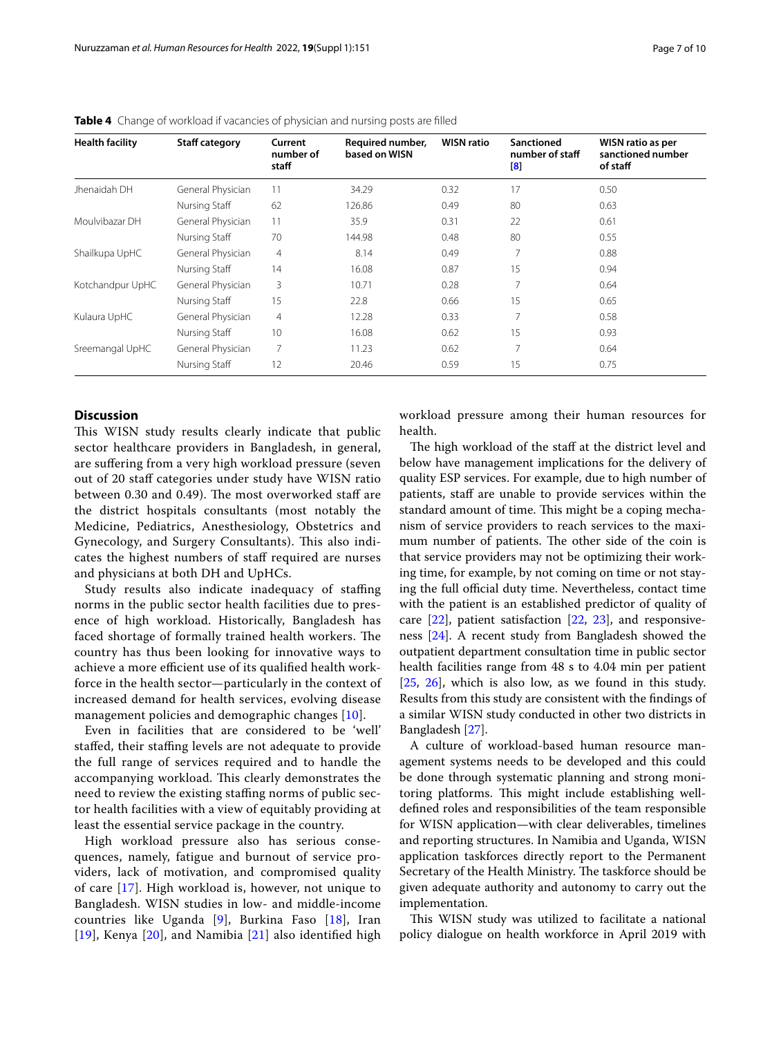**Table 4** Change of workload if vacancies of physician and nursing posts are filled

| Health facility | Staff category | Current number of staff | Required number, based on WISN | WISN ratio | Sanctioned number of staff [8] | WISN ratio as per sanctioned number of staff |
|---|---|---|---|---|---|---|
| Jhenaidah DH | General Physician | 11 | 34.29 | 0.32 | 17 | 0.50 |
| | Nursing Staff | 62 | 126.86 | 0.49 | 80 | 0.63 |
| Moulvibazar DH | General Physician | 11 | 35.9 | 0.31 | 22 | 0.61 |
| | Nursing Staff | 70 | 144.98 | 0.48 | 80 | 0.55 |
| Shailkupa UpHC | General Physician | 4 | 8.14 | 0.49 | 7 | 0.88 |
| | Nursing Staff | 14 | 16.08 | 0.87 | 15 | 0.94 |
| Kotchandpur UpHC | General Physician | 3 | 10.71 | 0.28 | 7 | 0.64 |
| | Nursing Staff | 15 | 22.8 | 0.66 | 15 | 0.65 |
| Kulaura UpHC | General Physician | 4 | 12.28 | 0.33 | 7 | 0.58 |
| | Nursing Staff | 10 | 16.08 | 0.62 | 15 | 0.93 |
| Sreemangal UpHC | General Physician | 7 | 11.23 | 0.62 | 7 | 0.64 |
| | Nursing Staff | 12 | 20.46 | 0.59 | 15 | 0.75 |

## Discussion

This WISN study results clearly indicate that public sector healthcare providers in Bangladesh, in general, are suffering from a very high workload pressure (seven out of 20 staff categories under study have WISN ratio between 0.30 and 0.49). The most overworked staff are the district hospitals consultants (most notably the Medicine, Pediatrics, Anesthesiology, Obstetrics and Gynecology, and Surgery Consultants). This also indicates the highest numbers of staff required are nurses and physicians at both DH and UpHCs.

Study results also indicate inadequacy of staffing norms in the public sector health facilities due to presence of high workload. Historically, Bangladesh has faced shortage of formally trained health workers. The country has thus been looking for innovative ways to achieve a more efficient use of its qualified health workforce in the health sector—particularly in the context of increased demand for health services, evolving disease management policies and demographic changes [10].

Even in facilities that are considered to be 'well' staffed, their staffing levels are not adequate to provide the full range of services required and to handle the accompanying workload. This clearly demonstrates the need to review the existing staffing norms of public sector health facilities with a view of equitably providing at least the essential service package in the country.

High workload pressure also has serious consequences, namely, fatigue and burnout of service providers, lack of motivation, and compromised quality of care [17]. High workload is, however, not unique to Bangladesh. WISN studies in low- and middle-income countries like Uganda [9], Burkina Faso [18], Iran [19], Kenya [20], and Namibia [21] also identified high workload pressure among their human resources for health.

The high workload of the staff at the district level and below have management implications for the delivery of quality ESP services. For example, due to high number of patients, staff are unable to provide services within the standard amount of time. This might be a coping mechanism of service providers to reach services to the maximum number of patients. The other side of the coin is that service providers may not be optimizing their working time, for example, by not coming on time or not staying the full official duty time. Nevertheless, contact time with the patient is an established predictor of quality of care [22], patient satisfaction [22, 23], and responsiveness [24]. A recent study from Bangladesh showed the outpatient department consultation time in public sector health facilities range from 48 s to 4.04 min per patient [25, 26], which is also low, as we found in this study. Results from this study are consistent with the findings of a similar WISN study conducted in other two districts in Bangladesh [27].

A culture of workload-based human resource management systems needs to be developed and this could be done through systematic planning and strong monitoring platforms. This might include establishing well-defined roles and responsibilities of the team responsible for WISN application—with clear deliverables, timelines and reporting structures. In Namibia and Uganda, WISN application taskforces directly report to the Permanent Secretary of the Health Ministry. The taskforce should be given adequate authority and autonomy to carry out the implementation.

This WISN study was utilized to facilitate a national policy dialogue on health workforce in April 2019 with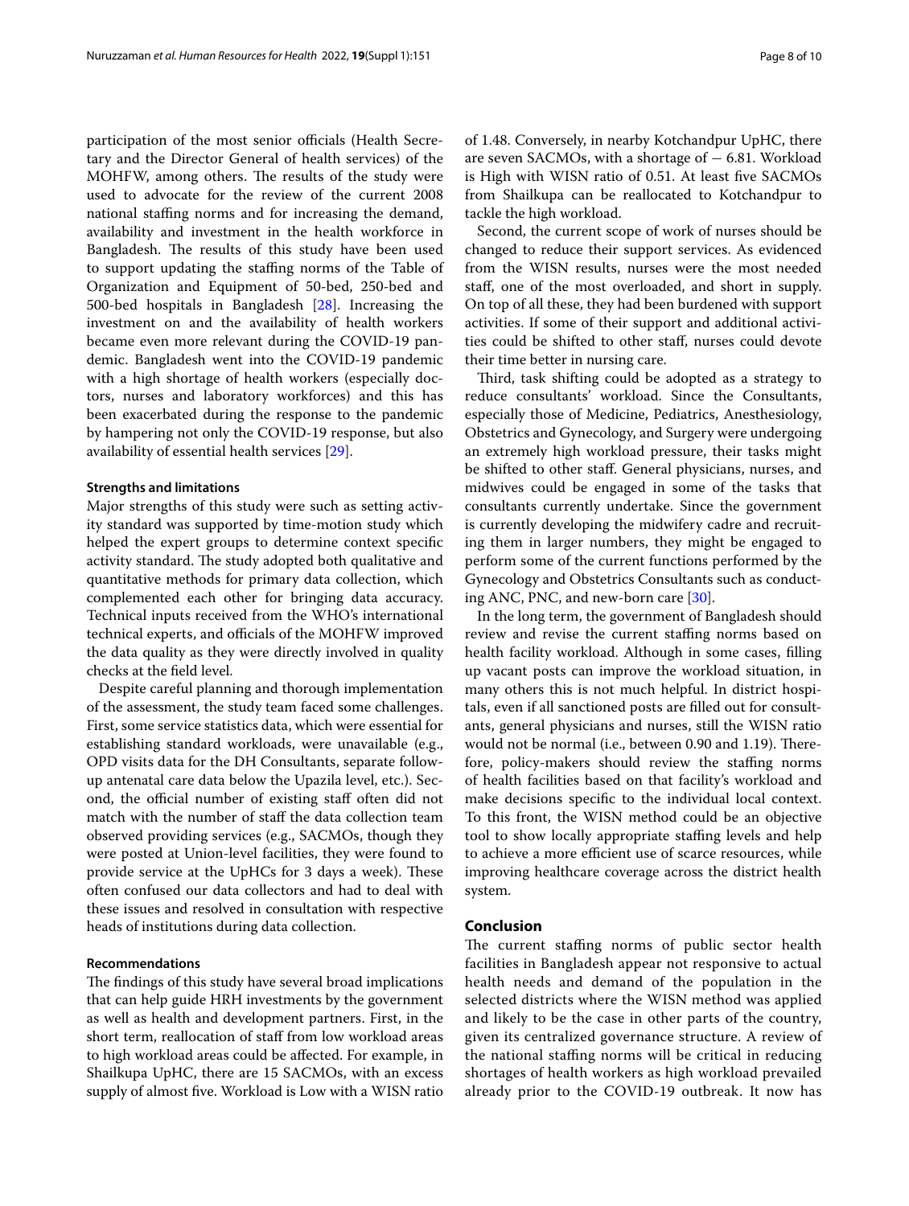participation of the most senior officials (Health Secretary and the Director General of health services) of the MOHFW, among others. The results of the study were used to advocate for the review of the current 2008 national staffing norms and for increasing the demand, availability and investment in the health workforce in Bangladesh. The results of this study have been used to support updating the staffing norms of the Table of Organization and Equipment of 50-bed, 250-bed and 500-bed hospitals in Bangladesh [28]. Increasing the investment on and the availability of health workers became even more relevant during the COVID-19 pandemic. Bangladesh went into the COVID-19 pandemic with a high shortage of health workers (especially doctors, nurses and laboratory workforces) and this has been exacerbated during the response to the pandemic by hampering not only the COVID-19 response, but also availability of essential health services [29].

#### Strengths and limitations

Major strengths of this study were such as setting activity standard was supported by time-motion study which helped the expert groups to determine context specific activity standard. The study adopted both qualitative and quantitative methods for primary data collection, which complemented each other for bringing data accuracy. Technical inputs received from the WHO's international technical experts, and officials of the MOHFW improved the data quality as they were directly involved in quality checks at the field level.

Despite careful planning and thorough implementation of the assessment, the study team faced some challenges. First, some service statistics data, which were essential for establishing standard workloads, were unavailable (e.g., OPD visits data for the DH Consultants, separate follow-up antenatal care data below the Upazila level, etc.). Second, the official number of existing staff often did not match with the number of staff the data collection team observed providing services (e.g., SACMOs, though they were posted at Union-level facilities, they were found to provide service at the UpHCs for 3 days a week). These often confused our data collectors and had to deal with these issues and resolved in consultation with respective heads of institutions during data collection.

#### Recommendations

The findings of this study have several broad implications that can help guide HRH investments by the government as well as health and development partners. First, in the short term, reallocation of staff from low workload areas to high workload areas could be affected. For example, in Shailkupa UpHC, there are 15 SACMOs, with an excess supply of almost five. Workload is Low with a WISN ratio of 1.48. Conversely, in nearby Kotchandpur UpHC, there are seven SACMOs, with a shortage of − 6.81. Workload is High with WISN ratio of 0.51. At least five SACMOs from Shailkupa can be reallocated to Kotchandpur to tackle the high workload.

Second, the current scope of work of nurses should be changed to reduce their support services. As evidenced from the WISN results, nurses were the most needed staff, one of the most overloaded, and short in supply. On top of all these, they had been burdened with support activities. If some of their support and additional activities could be shifted to other staff, nurses could devote their time better in nursing care.

Third, task shifting could be adopted as a strategy to reduce consultants' workload. Since the Consultants, especially those of Medicine, Pediatrics, Anesthesiology, Obstetrics and Gynecology, and Surgery were undergoing an extremely high workload pressure, their tasks might be shifted to other staff. General physicians, nurses, and midwives could be engaged in some of the tasks that consultants currently undertake. Since the government is currently developing the midwifery cadre and recruiting them in larger numbers, they might be engaged to perform some of the current functions performed by the Gynecology and Obstetrics Consultants such as conducting ANC, PNC, and new-born care [30].

In the long term, the government of Bangladesh should review and revise the current staffing norms based on health facility workload. Although in some cases, filling up vacant posts can improve the workload situation, in many others this is not much helpful. In district hospitals, even if all sanctioned posts are filled out for consultants, general physicians and nurses, still the WISN ratio would not be normal (i.e., between 0.90 and 1.19). Therefore, policy-makers should review the staffing norms of health facilities based on that facility's workload and make decisions specific to the individual local context. To this front, the WISN method could be an objective tool to show locally appropriate staffing levels and help to achieve a more efficient use of scarce resources, while improving healthcare coverage across the district health system.

## Conclusion

The current staffing norms of public sector health facilities in Bangladesh appear not responsive to actual health needs and demand of the population in the selected districts where the WISN method was applied and likely to be the case in other parts of the country, given its centralized governance structure. A review of the national staffing norms will be critical in reducing shortages of health workers as high workload prevailed already prior to the COVID-19 outbreak. It now has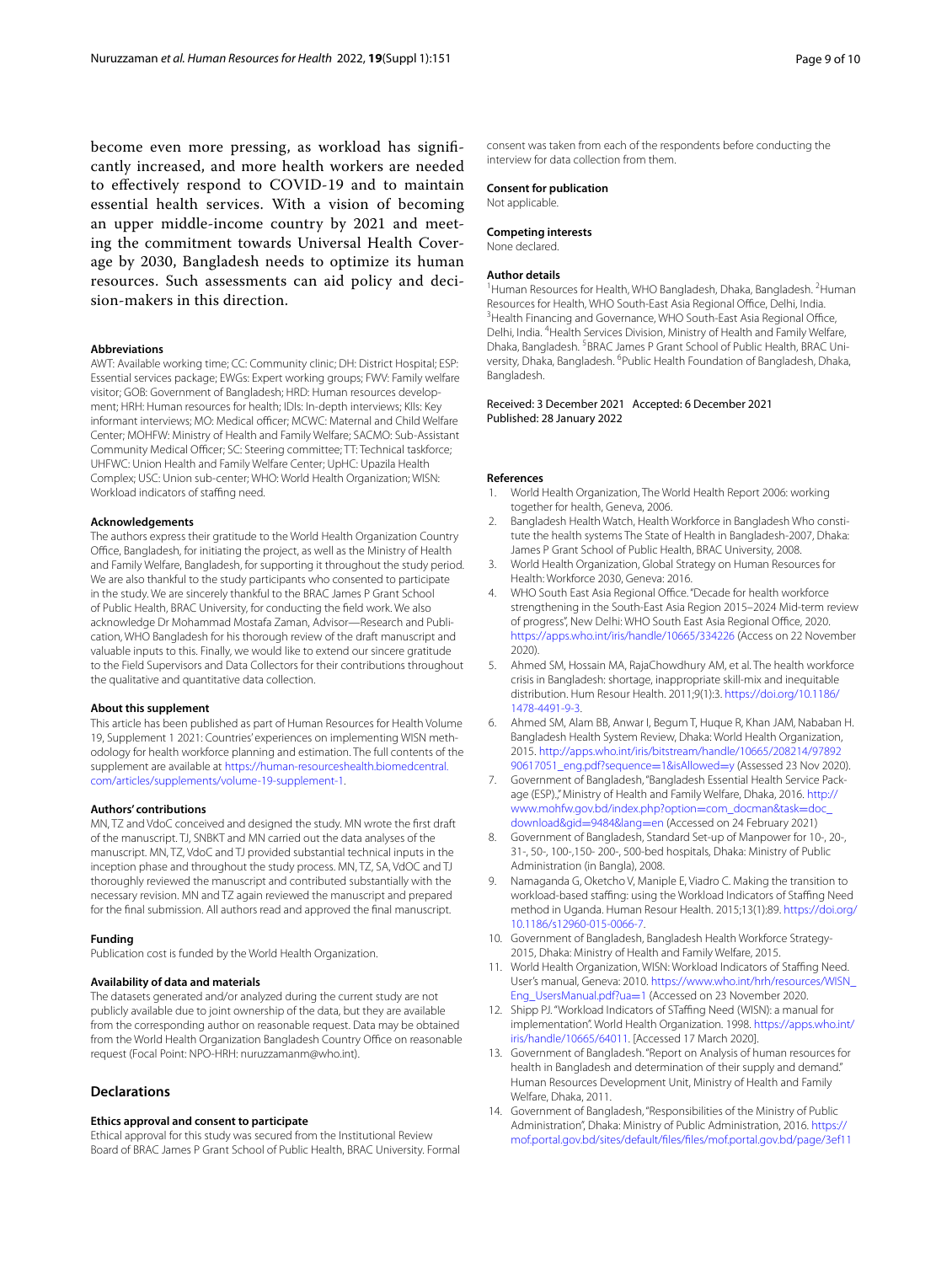become even more pressing, as workload has significantly increased, and more health workers are needed to effectively respond to COVID-19 and to maintain essential health services. With a vision of becoming an upper middle-income country by 2021 and meeting the commitment towards Universal Health Coverage by 2030, Bangladesh needs to optimize its human resources. Such assessments can aid policy and decision-makers in this direction.

#### Abbreviations

AWT: Available working time; CC: Community clinic; DH: District Hospital; ESP: Essential services package; EWGs: Expert working groups; FWV: Family welfare visitor; GOB: Government of Bangladesh; HRD: Human resources development; HRH: Human resources for health; IDIs: In-depth interviews; KIIs: Key informant interviews; MO: Medical officer; MCWC: Maternal and Child Welfare Center; MOHFW: Ministry of Health and Family Welfare; SACMO: Sub-Assistant Community Medical Officer; SC: Steering committee; TT: Technical taskforce; UHFWC: Union Health and Family Welfare Center; UpHC: Upazila Health Complex; USC: Union sub-center; WHO: World Health Organization; WISN: Workload indicators of staffing need.

#### Acknowledgements

The authors express their gratitude to the World Health Organization Country Office, Bangladesh, for initiating the project, as well as the Ministry of Health and Family Welfare, Bangladesh, for supporting it throughout the study period. We are also thankful to the study participants who consented to participate in the study. We are sincerely thankful to the BRAC James P Grant School of Public Health, BRAC University, for conducting the field work. We also acknowledge Dr Mohammad Mostafa Zaman, Advisor—Research and Publication, WHO Bangladesh for his thorough review of the draft manuscript and valuable inputs to this. Finally, we would like to extend our sincere gratitude to the Field Supervisors and Data Collectors for their contributions throughout the qualitative and quantitative data collection.

#### About this supplement

This article has been published as part of Human Resources for Health Volume 19, Supplement 1 2021: Countries' experiences on implementing WISN methodology for health workforce planning and estimation. The full contents of the supplement are available at https://human-resourceshealth.biomedcentral.com/articles/supplements/volume-19-supplement-1.

#### Authors' contributions

MN, TZ and VdoC conceived and designed the study. MN wrote the first draft of the manuscript. TJ, SNBKT and MN carried out the data analyses of the manuscript. MN, TZ, VdoC and TJ provided substantial technical inputs in the inception phase and throughout the study process. MN, TZ, SA, VdOC and TJ thoroughly reviewed the manuscript and contributed substantially with the necessary revision. MN and TZ again reviewed the manuscript and prepared for the final submission. All authors read and approved the final manuscript.

#### Funding

Publication cost is funded by the World Health Organization.

#### Availability of data and materials

The datasets generated and/or analyzed during the current study are not publicly available due to joint ownership of the data, but they are available from the corresponding author on reasonable request. Data may be obtained from the World Health Organization Bangladesh Country Office on reasonable request (Focal Point: NPO-HRH: nuruzzamanm@who.int).

### Declarations

#### Ethics approval and consent to participate

Ethical approval for this study was secured from the Institutional Review Board of BRAC James P Grant School of Public Health, BRAC University. Formal consent was taken from each of the respondents before conducting the interview for data collection from them.

#### Consent for publication

Not applicable.

#### Competing interests

None declared.

#### Author details

[1]Human Resources for Health, WHO Bangladesh, Dhaka, Bangladesh. [2]Human Resources for Health, WHO South-East Asia Regional Office, Delhi, India. [3]Health Financing and Governance, WHO South-East Asia Regional Office, Delhi, India. [4]Health Services Division, Ministry of Health and Family Welfare, Dhaka, Bangladesh. [5]BRAC James P Grant School of Public Health, BRAC University, Dhaka, Bangladesh. [6]Public Health Foundation of Bangladesh, Dhaka, Bangladesh.

Received: 3 December 2021 Accepted: 6 December 2021
Published: 28 January 2022

#### References

1. World Health Organization, The World Health Report 2006: working together for health, Geneva, 2006.
2. Bangladesh Health Watch, Health Workforce in Bangladesh Who constitute the health systems The State of Health in Bangladesh-2007, Dhaka: James P Grant School of Public Health, BRAC University, 2008.
3. World Health Organization, Global Strategy on Human Resources for Health: Workforce 2030, Geneva: 2016.
4. WHO South East Asia Regional Office. "Decade for health workforce strengthening in the South-East Asia Region 2015–2024 Mid-term review of progress", New Delhi: WHO South East Asia Regional Office, 2020. https://apps.who.int/iris/handle/10665/334226 (Access on 22 November 2020).
5. Ahmed SM, Hossain MA, RajaChowdhury AM, et al. The health workforce crisis in Bangladesh: shortage, inappropriate skill-mix and inequitable distribution. Hum Resour Health. 2011;9(1):3. https://doi.org/10.1186/1478-4491-9-3.
6. Ahmed SM, Alam BB, Anwar I, Begum T, Huque R, Khan JAM, Nababan H. Bangladesh Health System Review, Dhaka: World Health Organization, 2015. http://apps.who.int/iris/bitstream/handle/10665/208214/9789290617051_eng.pdf?sequence=1&isAllowed=y (Assessed 23 Nov 2020).
7. Government of Bangladesh, "Bangladesh Essential Health Service Package (ESP).," Ministry of Health and Family Welfare, Dhaka, 2016. http://www.mohfw.gov.bd/index.php?option=com_docman&task=doc_download&gid=9484&lang=en (Accessed on 24 February 2021)
8. Government of Bangladesh, Standard Set-up of Manpower for 10-, 20-, 31-, 50-, 100-,150- 200-, 500-bed hospitals, Dhaka: Ministry of Public Administration (in Bangla), 2008.
9. Namaganda G, Oketcho V, Maniple E, Viadro C. Making the transition to workload-based staffing: using the Workload Indicators of Staffing Need method in Uganda. Human Resour Health. 2015;13(1):89. https://doi.org/10.1186/s12960-015-0066-7.
10. Government of Bangladesh, Bangladesh Health Workforce Strategy-2015, Dhaka: Ministry of Health and Family Welfare, 2015.
11. World Health Organization, WISN: Workload Indicators of Staffing Need. User's manual, Geneva: 2010. https://www.who.int/hrh/resources/WISN_Eng_UsersManual.pdf?ua=1 (Accessed on 23 November 2020).
12. Shipp PJ. "Workload Indicators of STaffing Need (WISN): a manual for implementation". World Health Organization. 1998. https://apps.who.int/iris/handle/10665/64011. [Accessed 17 March 2020].
13. Government of Bangladesh. "Report on Analysis of human resources for health in Bangladesh and determination of their supply and demand." Human Resources Development Unit, Ministry of Health and Family Welfare, Dhaka, 2011.
14. Government of Bangladesh, "Responsibilities of the Ministry of Public Administration", Dhaka: Ministry of Public Administration, 2016. https://mof.portal.gov.bd/sites/default/files/files/mof.portal.gov.bd/page/3ef11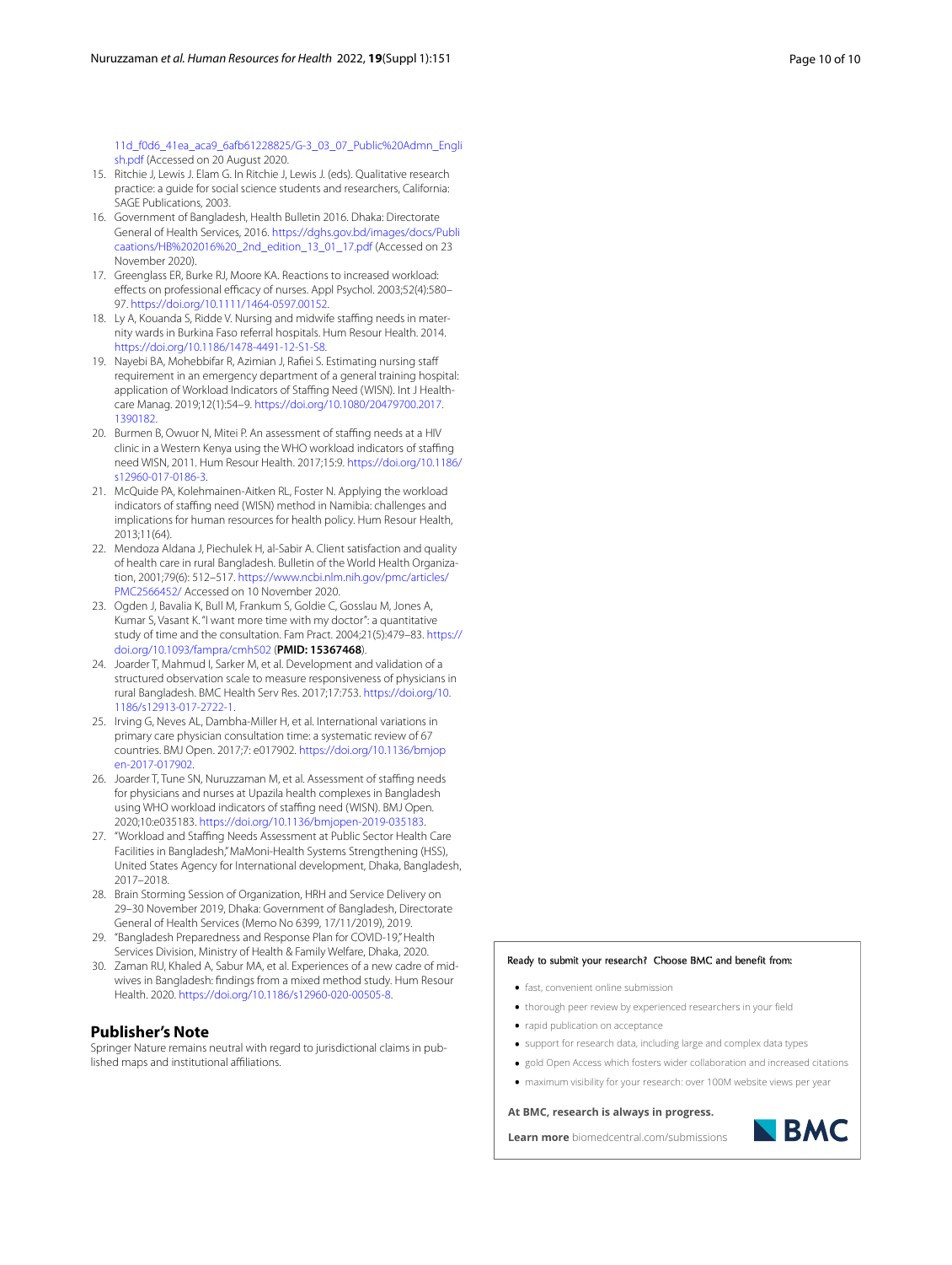11d_f0d6_41ea_aca9_6afb61228825/G-3_03_07_Public%20Admn_English.pdf (Accessed on 20 August 2020.

15. Ritchie J, Lewis J. Elam G. In Ritchie J, Lewis J. (eds). Qualitative research practice: a guide for social science students and researchers, California: SAGE Publications, 2003.
16. Government of Bangladesh, Health Bulletin 2016. Dhaka: Directorate General of Health Services, 2016. https://dghs.gov.bd/images/docs/Publicaations/HB%202016%20_2nd_edition_13_01_17.pdf (Accessed on 23 November 2020).
17. Greenglass ER, Burke RJ, Moore KA. Reactions to increased workload: effects on professional efficacy of nurses. Appl Psychol. 2003;52(4):580–97. https://doi.org/10.1111/1464-0597.00152.
18. Ly A, Kouanda S, Ridde V. Nursing and midwife staffing needs in maternity wards in Burkina Faso referral hospitals. Hum Resour Health. 2014. https://doi.org/10.1186/1478-4491-12-S1-S8.
19. Nayebi BA, Mohebbifar R, Azimian J, Rafiei S. Estimating nursing staff requirement in an emergency department of a general training hospital: application of Workload Indicators of Staffing Need (WISN). Int J Healthcare Manag. 2019;12(1):54–9. https://doi.org/10.1080/20479700.2017.1390182.
20. Burmen B, Owuor N, Mitei P. An assessment of staffing needs at a HIV clinic in a Western Kenya using the WHO workload indicators of staffing need WISN, 2011. Hum Resour Health. 2017;15:9. https://doi.org/10.1186/s12960-017-0186-3.
21. McQuide PA, Kolehmainen-Aitken RL, Foster N. Applying the workload indicators of staffing need (WISN) method in Namibia: challenges and implications for human resources for health policy. Hum Resour Health, 2013;11(64).
22. Mendoza Aldana J, Piechulek H, al-Sabir A. Client satisfaction and quality of health care in rural Bangladesh. Bulletin of the World Health Organization, 2001;79(6): 512–517. https://www.ncbi.nlm.nih.gov/pmc/articles/PMC2566452/ Accessed on 10 November 2020.
23. Ogden J, Bavalia K, Bull M, Frankum S, Goldie C, Gosslau M, Jones A, Kumar S, Vasant K. "I want more time with my doctor": a quantitative study of time and the consultation. Fam Pract. 2004;21(5):479–83. https://doi.org/10.1093/fampra/cmh502 (**PMID: 15367468**).
24. Joarder T, Mahmud I, Sarker M, et al. Development and validation of a structured observation scale to measure responsiveness of physicians in rural Bangladesh. BMC Health Serv Res. 2017;17:753. https://doi.org/10.1186/s12913-017-2722-1.
25. Irving G, Neves AL, Dambha-Miller H, et al. International variations in primary care physician consultation time: a systematic review of 67 countries. BMJ Open. 2017;7: e017902. https://doi.org/10.1136/bmjopen-2017-017902.
26. Joarder T, Tune SN, Nuruzzaman M, et al. Assessment of staffing needs for physicians and nurses at Upazila health complexes in Bangladesh using WHO workload indicators of staffing need (WISN). BMJ Open. 2020;10:e035183. https://doi.org/10.1136/bmjopen-2019-035183.
27. "Workload and Staffing Needs Assessment at Public Sector Health Care Facilities in Bangladesh," MaMoni-Health Systems Strengthening (HSS), United States Agency for International development, Dhaka, Bangladesh, 2017–2018.
28. Brain Storming Session of Organization, HRH and Service Delivery on 29–30 November 2019, Dhaka: Government of Bangladesh, Directorate General of Health Services (Memo No 6399, 17/11/2019), 2019.
29. "Bangladesh Preparedness and Response Plan for COVID-19," Health Services Division, Ministry of Health & Family Welfare, Dhaka, 2020.
30. Zaman RU, Khaled A, Sabur MA, et al. Experiences of a new cadre of midwives in Bangladesh: findings from a mixed method study. Hum Resour Health. 2020. https://doi.org/10.1186/s12960-020-00505-8.

## Publisher's Note

Springer Nature remains neutral with regard to jurisdictional claims in published maps and institutional affiliations.

Ready to submit your research? Choose BMC and benefit from:

- fast, convenient online submission
- thorough peer review by experienced researchers in your field
- rapid publication on acceptance
- support for research data, including large and complex data types
- gold Open Access which fosters wider collaboration and increased citations
- maximum visibility for your research: over 100M website views per year

**At BMC, research is always in progress.**

**Learn more** biomedcentral.com/submissions

BMC